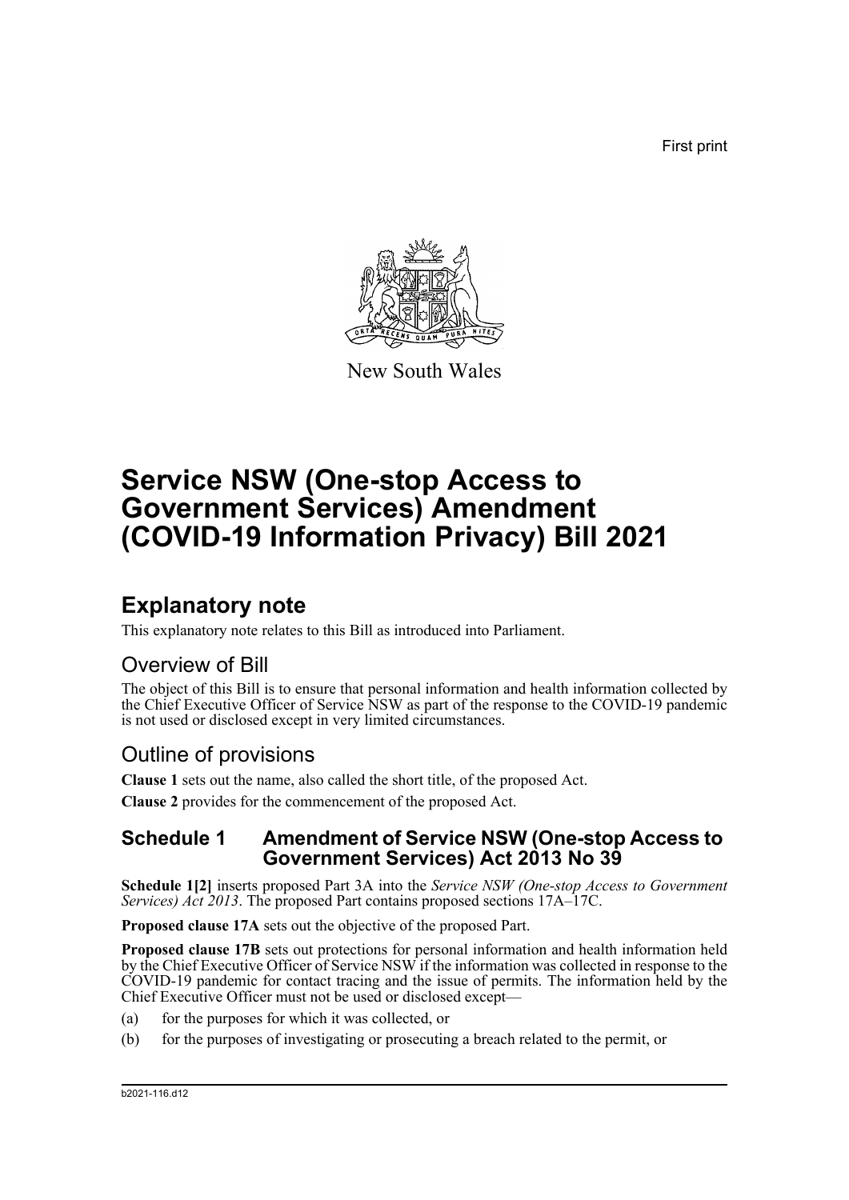First print

New South Wales

# Service NSW (One-stop Access to Government Services) Amendment (COVID-19 Information Privacy) Bill 2021

## Explanatory note

This explanatory note relates to this Bill as introduced into Parliament.

### Overview of Bill

The object of this Bill is to ensure that personal information and health information collected by the Chief Executive Officer of Service NSW as part of the response to the COVID-19 pandemic is not used or disclosed except in very limited circumstances.

### Outline of provisions

**Clause 1** sets out the name, also called the short title, of the proposed Act.

**Clause 2** provides for the commencement of the proposed Act.

### Schedule 1 Amendment of Service NSW (One-stop Access to Government Services) Act 2013 No 39

**Schedule 1[2]** inserts proposed Part 3A into the *Service NSW (One-stop Access to Government Services) Act 2013*. The proposed Part contains proposed sections 17A–17C.

**Proposed clause 17A** sets out the objective of the proposed Part.

**Proposed clause 17B** sets out protections for personal information and health information held by the Chief Executive Officer of Service NSW if the information was collected in response to the COVID-19 pandemic for contact tracing and the issue of permits. The information held by the Chief Executive Officer must not be used or disclosed except—

(a) for the purposes for which it was collected, or

(b) for the purposes of investigating or prosecuting a breach related to the permit, or

b2021-116.d12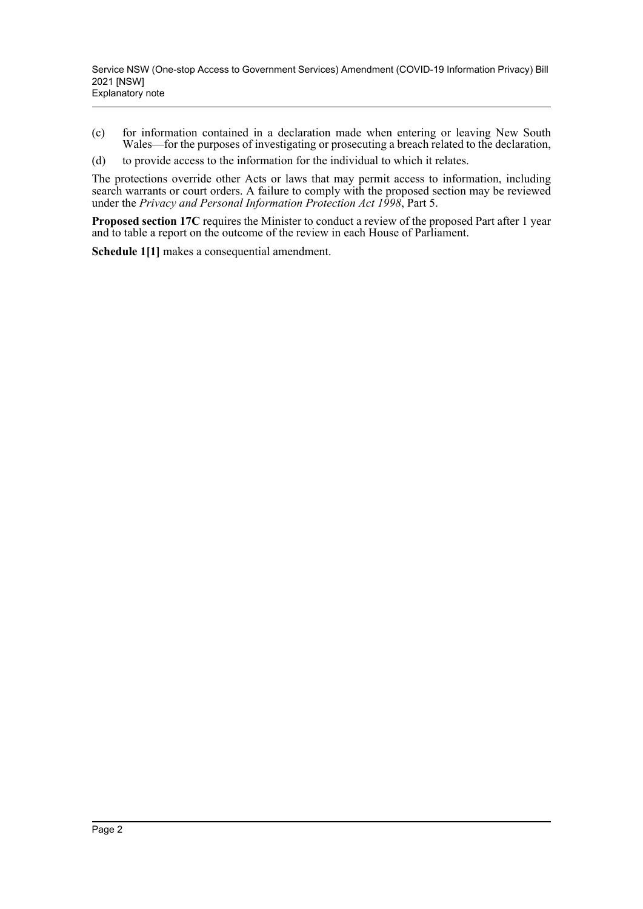(c) for information contained in a declaration made when entering or leaving New South Wales—for the purposes of investigating or prosecuting a breach related to the declaration,

(d) to provide access to the information for the individual to which it relates.

The protections override other Acts or laws that may permit access to information, including search warrants or court orders. A failure to comply with the proposed section may be reviewed under the *Privacy and Personal Information Protection Act 1998*, Part 5.

**Proposed section 17C** requires the Minister to conduct a review of the proposed Part after 1 year and to table a report on the outcome of the review in each House of Parliament.

**Schedule 1[1]** makes a consequential amendment.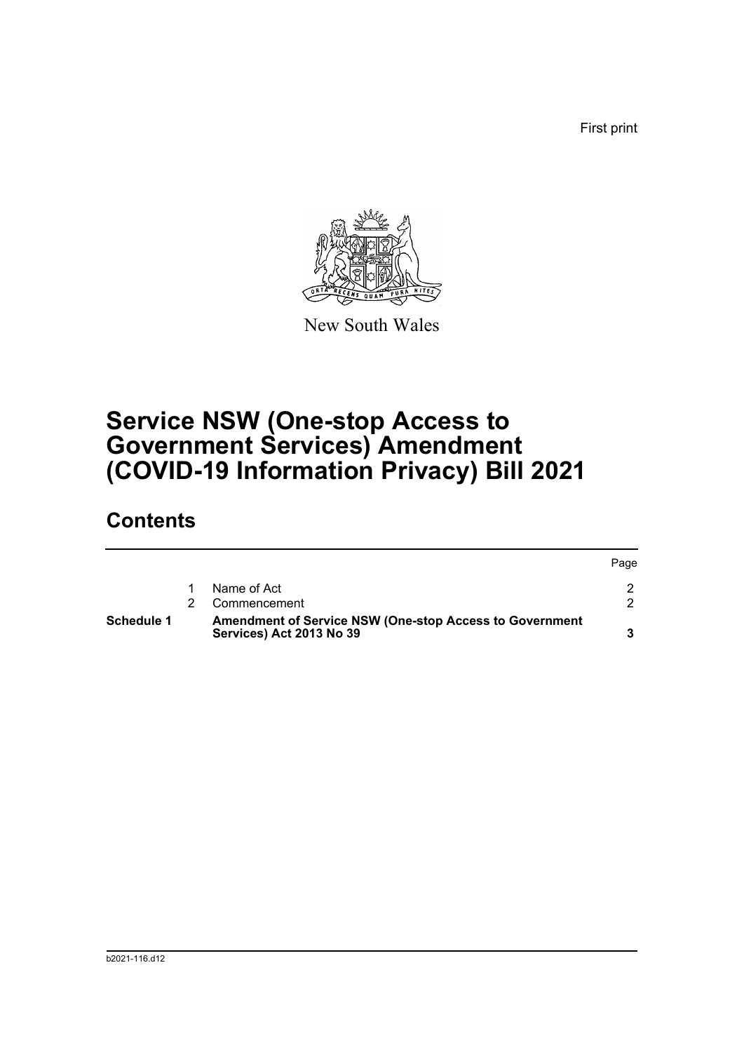First print

New South Wales

# Service NSW (One-stop Access to Government Services) Amendment (COVID-19 Information Privacy) Bill 2021

## Contents

| | | | Page |
|---|---|---|---|
| | 1 | Name of Act | 2 |
| | 2 | Commencement | 2 |
| **Schedule 1** | | **Amendment of Service NSW (One-stop Access to Government Services) Act 2013 No 39** | **3** |

b2021-116.d12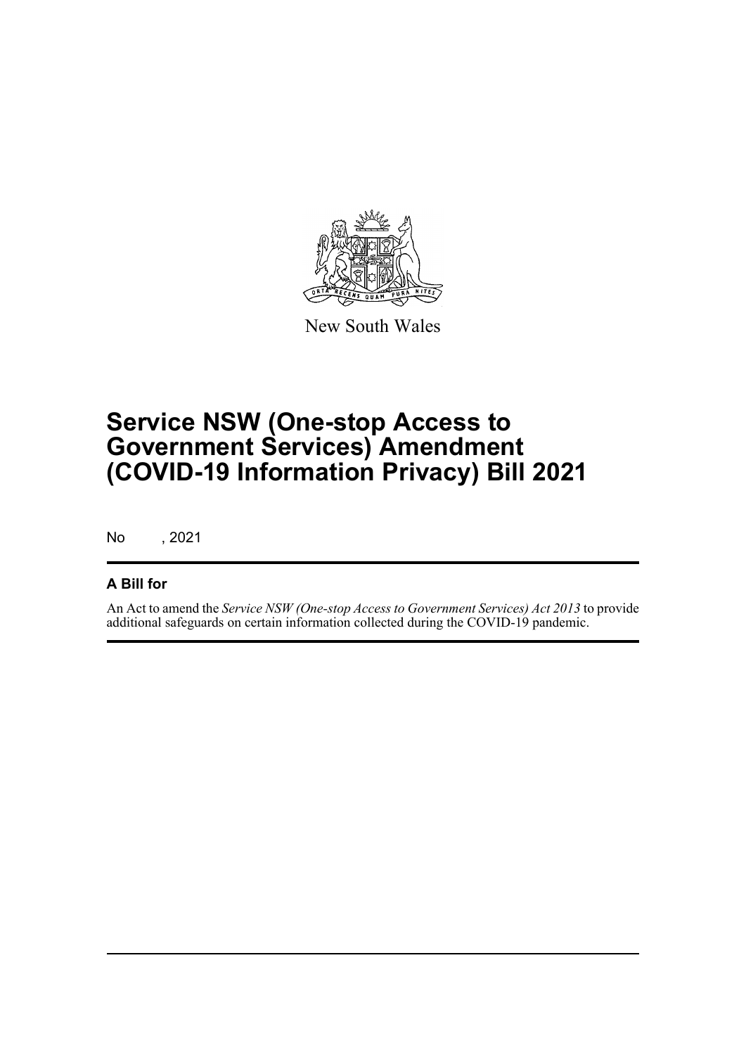New South Wales

# Service NSW (One-stop Access to Government Services) Amendment (COVID-19 Information Privacy) Bill 2021

No , 2021

## A Bill for

An Act to amend the *Service NSW (One-stop Access to Government Services) Act 2013* to provide additional safeguards on certain information collected during the COVID-19 pandemic.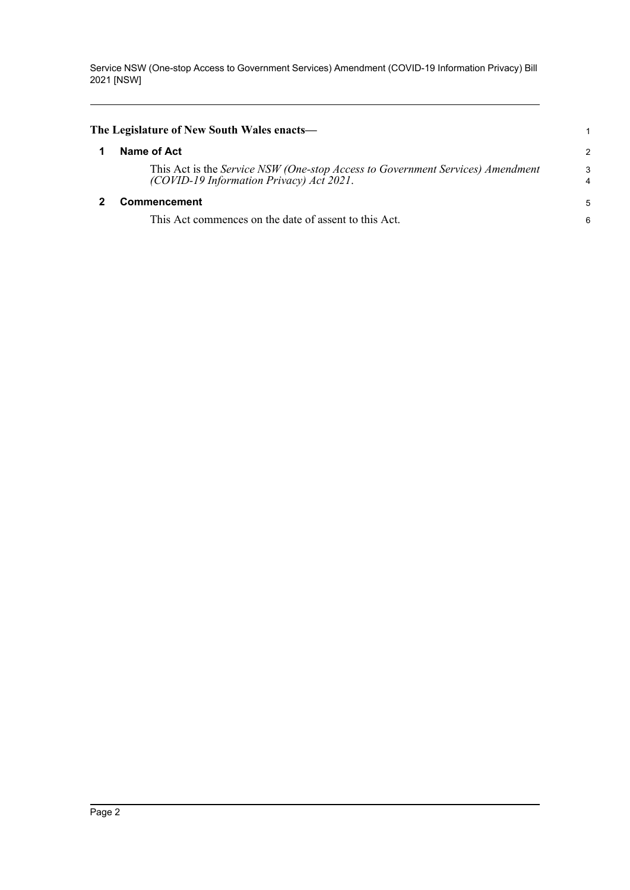**The Legislature of New South Wales enacts—**

## 1 Name of Act

This Act is the *Service NSW (One-stop Access to Government Services) Amendment (COVID-19 Information Privacy) Act 2021*.

## 2 Commencement

This Act commences on the date of assent to this Act.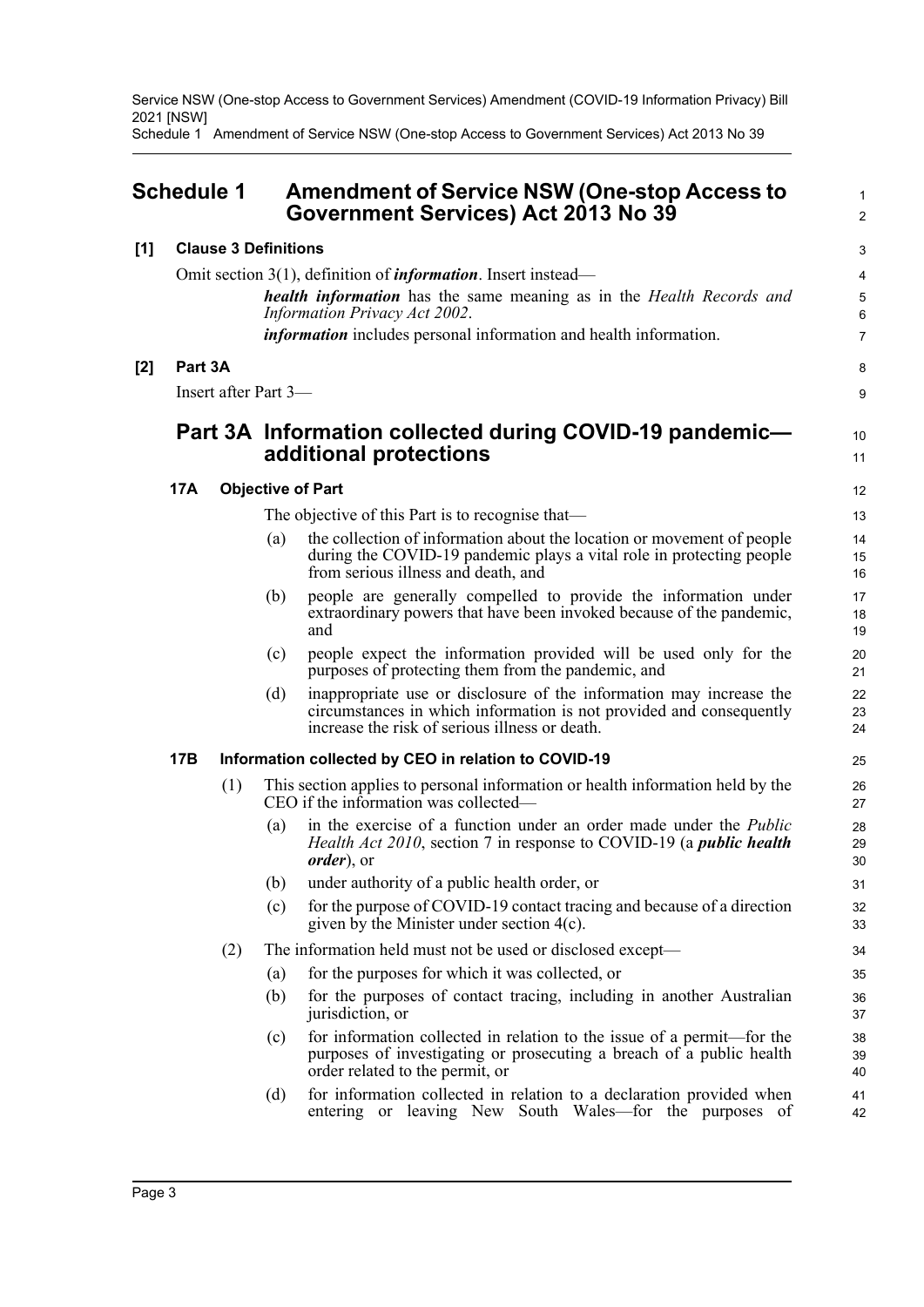# Schedule 1 Amendment of Service NSW (One-stop Access to Government Services) Act 2013 No 39

**[1] Clause 3 Definitions**

Omit section 3(1), definition of ***information***. Insert instead—

> ***health information*** has the same meaning as in the *Health Records and Information Privacy Act 2002*.
>
> ***information*** includes personal information and health information.

**[2] Part 3A**

Insert after Part 3—

## Part 3A Information collected during COVID-19 pandemic—additional protections

### 17A Objective of Part

The objective of this Part is to recognise that—

(a) the collection of information about the location or movement of people during the COVID-19 pandemic plays a vital role in protecting people from serious illness and death, and

(b) people are generally compelled to provide the information under extraordinary powers that have been invoked because of the pandemic, and

(c) people expect the information provided will be used only for the purposes of protecting them from the pandemic, and

(d) inappropriate use or disclosure of the information may increase the circumstances in which information is not provided and consequently increase the risk of serious illness or death.

### 17B Information collected by CEO in relation to COVID-19

(1) This section applies to personal information or health information held by the CEO if the information was collected—

(a) in the exercise of a function under an order made under the *Public Health Act 2010*, section 7 in response to COVID-19 (a ***public health order***), or

(b) under authority of a public health order, or

(c) for the purpose of COVID-19 contact tracing and because of a direction given by the Minister under section 4(c).

(2) The information held must not be used or disclosed except—

(a) for the purposes for which it was collected, or

(b) for the purposes of contact tracing, including in another Australian jurisdiction, or

(c) for information collected in relation to the issue of a permit—for the purposes of investigating or prosecuting a breach of a public health order related to the permit, or

(d) for information collected in relation to a declaration provided when entering or leaving New South Wales—for the purposes of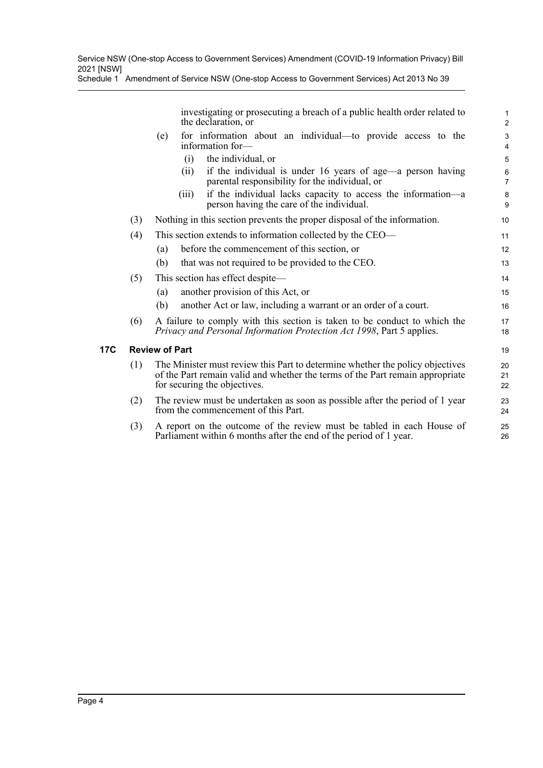investigating or prosecuting a breach of a public health order related to the declaration, or

(e) for information about an individual—to provide access to the information for—

(i) the individual, or

(ii) if the individual is under 16 years of age—a person having parental responsibility for the individual, or

(iii) if the individual lacks capacity to access the information—a person having the care of the individual.

(3) Nothing in this section prevents the proper disposal of the information.

(4) This section extends to information collected by the CEO—

(a) before the commencement of this section, or

(b) that was not required to be provided to the CEO.

(5) This section has effect despite—

(a) another provision of this Act, or

(b) another Act or law, including a warrant or an order of a court.

(6) A failure to comply with this section is taken to be conduct to which the *Privacy and Personal Information Protection Act 1998*, Part 5 applies.

**17C Review of Part**

(1) The Minister must review this Part to determine whether the policy objectives of the Part remain valid and whether the terms of the Part remain appropriate for securing the objectives.

(2) The review must be undertaken as soon as possible after the period of 1 year from the commencement of this Part.

(3) A report on the outcome of the review must be tabled in each House of Parliament within 6 months after the end of the period of 1 year.